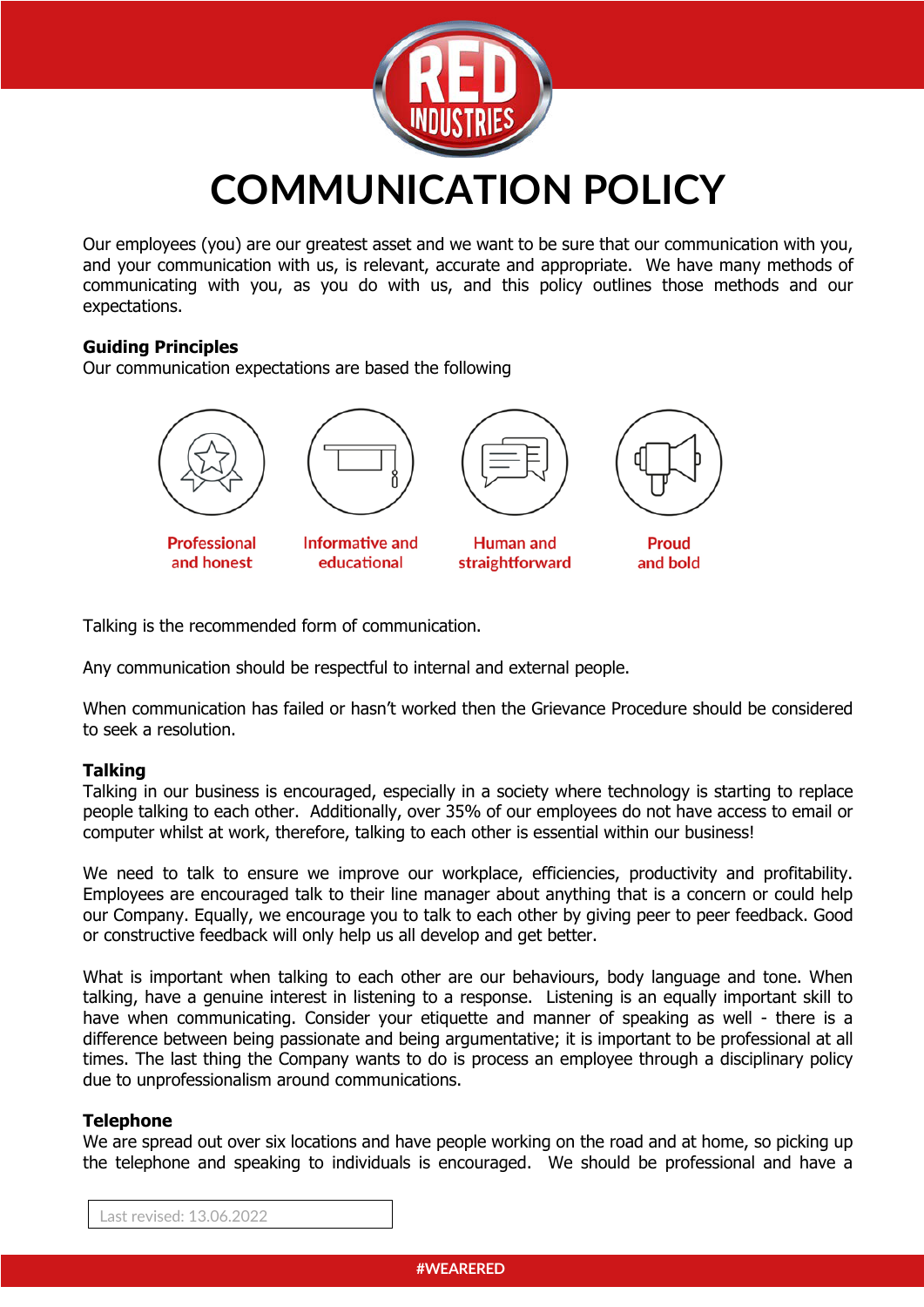# COMMUNICATION POLICY

Our employees (you) are our greatest asset and we want to be sure that our communication with you, and your communication with us, is relevant, accurate and appropriate. We have many methods of communicating with you, as you do with us, and this policy outlines those methods and our expectations.

**Guiding Principles**

Our communication expectations are based the following

- Professional and honest
- Informative and educational
- Human and straightforward
- Proud and bold

Talking is the recommended form of communication.

Any communication should be respectful to internal and external people.

When communication has failed or hasn't worked then the Grievance Procedure should be considered to seek a resolution.

**Talking**

Talking in our business is encouraged, especially in a society where technology is starting to replace people talking to each other. Additionally, over 35% of our employees do not have access to email or computer whilst at work, therefore, talking to each other is essential within our business!

We need to talk to ensure we improve our workplace, efficiencies, productivity and profitability. Employees are encouraged talk to their line manager about anything that is a concern or could help our Company. Equally, we encourage you to talk to each other by giving peer to peer feedback. Good or constructive feedback will only help us all develop and get better.

What is important when talking to each other are our behaviours, body language and tone. When talking, have a genuine interest in listening to a response. Listening is an equally important skill to have when communicating. Consider your etiquette and manner of speaking as well - there is a difference between being passionate and being argumentative; it is important to be professional at all times. The last thing the Company wants to do is process an employee through a disciplinary policy due to unprofessionalism around communications.

**Telephone**

We are spread out over six locations and have people working on the road and at home, so picking up the telephone and speaking to individuals is encouraged. We should be professional and have a

Last revised: 13.06.2022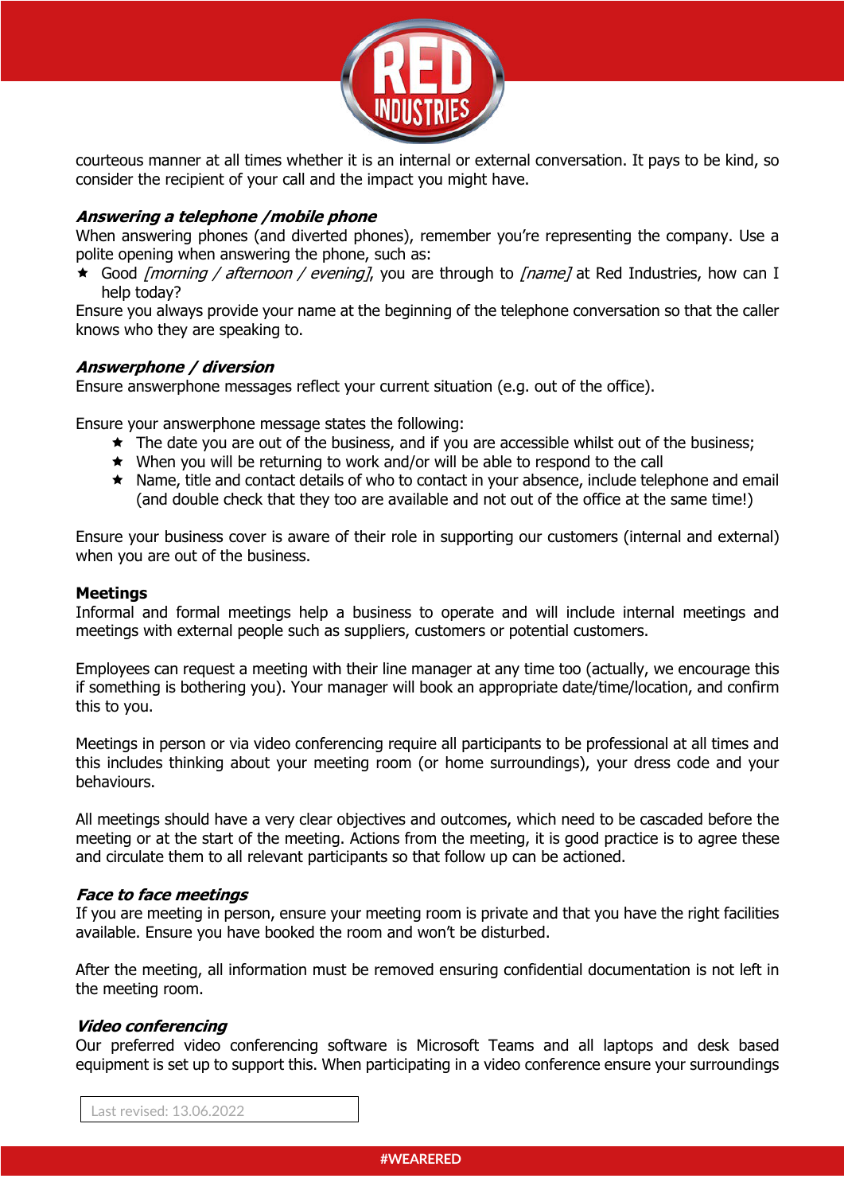courteous manner at all times whether it is an internal or external conversation. It pays to be kind, so consider the recipient of your call and the impact you might have.

***Answering a telephone /mobile phone***
When answering phones (and diverted phones), remember you're representing the company. Use a polite opening when answering the phone, such as:

- Good *[morning / afternoon / evening]*, you are through to *[name]* at Red Industries, how can I help today?

Ensure you always provide your name at the beginning of the telephone conversation so that the caller knows who they are speaking to.

***Answerphone / diversion***
Ensure answerphone messages reflect your current situation (e.g. out of the office).

Ensure your answerphone message states the following:

- The date you are out of the business, and if you are accessible whilst out of the business;
- When you will be returning to work and/or will be able to respond to the call
- Name, title and contact details of who to contact in your absence, include telephone and email (and double check that they too are available and not out of the office at the same time!)

Ensure your business cover is aware of their role in supporting our customers (internal and external) when you are out of the business.

**Meetings**
Informal and formal meetings help a business to operate and will include internal meetings and meetings with external people such as suppliers, customers or potential customers.

Employees can request a meeting with their line manager at any time too (actually, we encourage this if something is bothering you). Your manager will book an appropriate date/time/location, and confirm this to you.

Meetings in person or via video conferencing require all participants to be professional at all times and this includes thinking about your meeting room (or home surroundings), your dress code and your behaviours.

All meetings should have a very clear objectives and outcomes, which need to be cascaded before the meeting or at the start of the meeting. Actions from the meeting, it is good practice is to agree these and circulate them to all relevant participants so that follow up can be actioned.

***Face to face meetings***
If you are meeting in person, ensure your meeting room is private and that you have the right facilities available. Ensure you have booked the room and won't be disturbed.

After the meeting, all information must be removed ensuring confidential documentation is not left in the meeting room.

***Video conferencing***
Our preferred video conferencing software is Microsoft Teams and all laptops and desk based equipment is set up to support this. When participating in a video conference ensure your surroundings

Last revised: 13.06.2022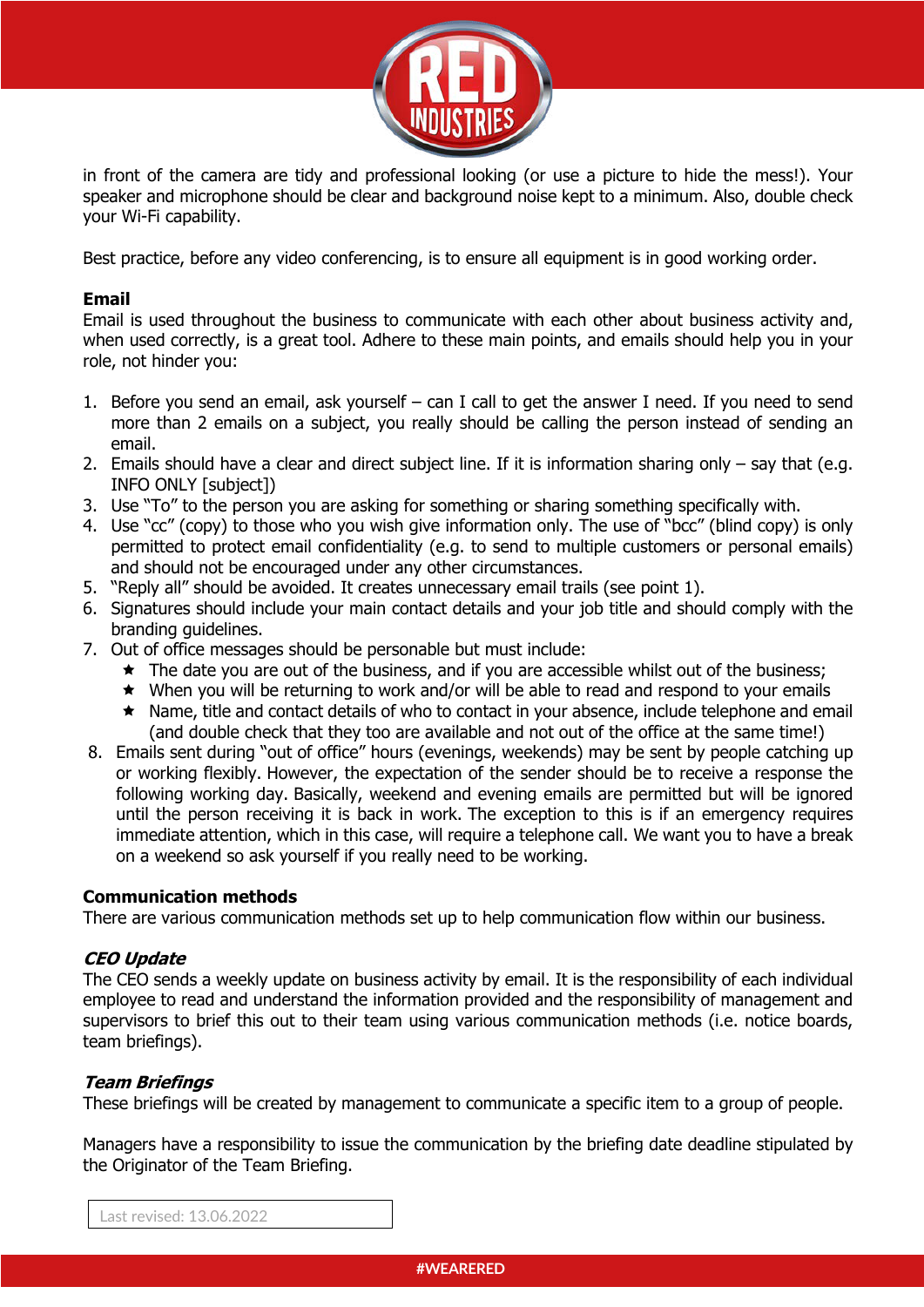in front of the camera are tidy and professional looking (or use a picture to hide the mess!). Your speaker and microphone should be clear and background noise kept to a minimum. Also, double check your Wi-Fi capability.

Best practice, before any video conferencing, is to ensure all equipment is in good working order.

**Email**
Email is used throughout the business to communicate with each other about business activity and, when used correctly, is a great tool. Adhere to these main points, and emails should help you in your role, not hinder you:

1. Before you send an email, ask yourself – can I call to get the answer I need. If you need to send more than 2 emails on a subject, you really should be calling the person instead of sending an email.
2. Emails should have a clear and direct subject line. If it is information sharing only – say that (e.g. INFO ONLY [subject])
3. Use "To" to the person you are asking for something or sharing something specifically with.
4. Use "cc" (copy) to those who you wish give information only. The use of "bcc" (blind copy) is only permitted to protect email confidentiality (e.g. to send to multiple customers or personal emails) and should not be encouraged under any other circumstances.
5. "Reply all" should be avoided. It creates unnecessary email trails (see point 1).
6. Signatures should include your main contact details and your job title and should comply with the branding guidelines.
7. Out of office messages should be personable but must include:
   - The date you are out of the business, and if you are accessible whilst out of the business;
   - When you will be returning to work and/or will be able to read and respond to your emails
   - Name, title and contact details of who to contact in your absence, include telephone and email (and double check that they too are available and not out of the office at the same time!)
8. Emails sent during "out of office" hours (evenings, weekends) may be sent by people catching up or working flexibly. However, the expectation of the sender should be to receive a response the following working day. Basically, weekend and evening emails are permitted but will be ignored until the person receiving it is back in work. The exception to this is if an emergency requires immediate attention, which in this case, will require a telephone call. We want you to have a break on a weekend so ask yourself if you really need to be working.

**Communication methods**
There are various communication methods set up to help communication flow within our business.

***CEO Update***
The CEO sends a weekly update on business activity by email. It is the responsibility of each individual employee to read and understand the information provided and the responsibility of management and supervisors to brief this out to their team using various communication methods (i.e. notice boards, team briefings).

***Team Briefings***
These briefings will be created by management to communicate a specific item to a group of people.

Managers have a responsibility to issue the communication by the briefing date deadline stipulated by the Originator of the Team Briefing.

Last revised: 13.06.2022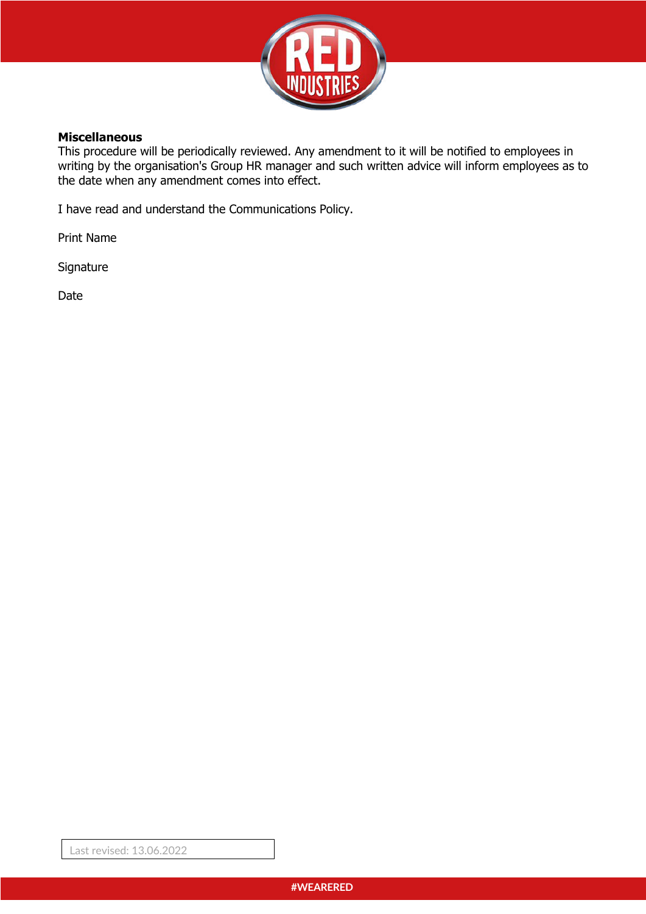**Miscellaneous**
This procedure will be periodically reviewed. Any amendment to it will be notified to employees in writing by the organisation's Group HR manager and such written advice will inform employees as to the date when any amendment comes into effect.

I have read and understand the Communications Policy.

Print Name

Signature

Date

Last revised: 13.06.2022